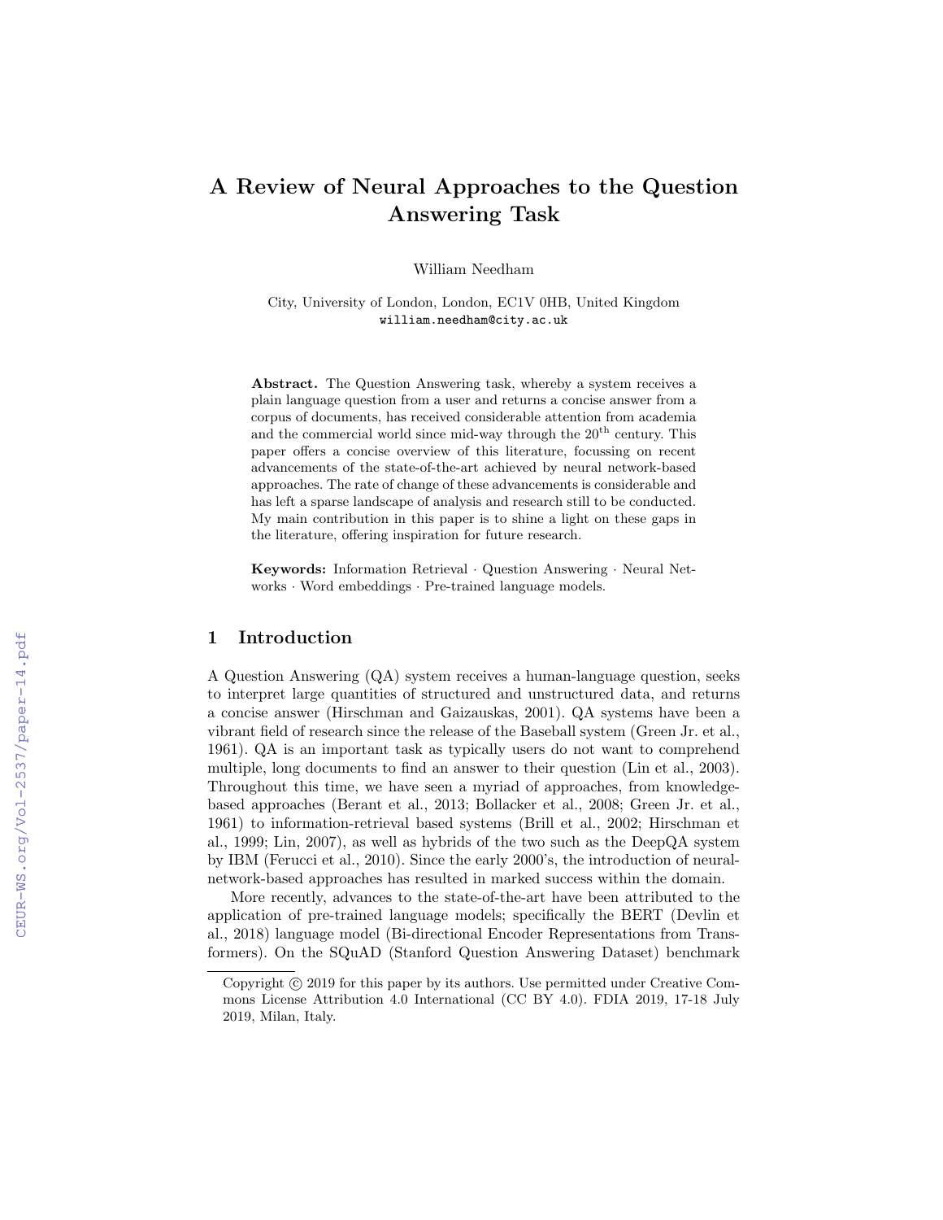# A Review of Neural Approaches to the Question Answering Task

William Needham

City, University of London, London, EC1V 0HB, United Kingdom
william.needham@city.ac.uk

**Abstract.** The Question Answering task, whereby a system receives a plain language question from a user and returns a concise answer from a corpus of documents, has received considerable attention from academia and the commercial world since mid-way through the 20th century. This paper offers a concise overview of this literature, focussing on recent advancements of the state-of-the-art achieved by neural network-based approaches. The rate of change of these advancements is considerable and has left a sparse landscape of analysis and research still to be conducted. My main contribution in this paper is to shine a light on these gaps in the literature, offering inspiration for future research.

**Keywords:** Information Retrieval · Question Answering · Neural Networks · Word embeddings · Pre-trained language models.

## 1 Introduction

A Question Answering (QA) system receives a human-language question, seeks to interpret large quantities of structured and unstructured data, and returns a concise answer (Hirschman and Gaizauskas, 2001). QA systems have been a vibrant field of research since the release of the Baseball system (Green Jr. et al., 1961). QA is an important task as typically users do not want to comprehend multiple, long documents to find an answer to their question (Lin et al., 2003). Throughout this time, we have seen a myriad of approaches, from knowledge-based approaches (Berant et al., 2013; Bollacker et al., 2008; Green Jr. et al., 1961) to information-retrieval based systems (Brill et al., 2002; Hirschman et al., 1999; Lin, 2007), as well as hybrids of the two such as the DeepQA system by IBM (Ferucci et al., 2010). Since the early 2000's, the introduction of neural-network-based approaches has resulted in marked success within the domain.

More recently, advances to the state-of-the-art have been attributed to the application of pre-trained language models; specifically the BERT (Devlin et al., 2018) language model (Bi-directional Encoder Representations from Transformers). On the SQuAD (Stanford Question Answering Dataset) benchmark

Copyright © 2019 for this paper by its authors. Use permitted under Creative Commons License Attribution 4.0 International (CC BY 4.0). FDIA 2019, 17-18 July 2019, Milan, Italy.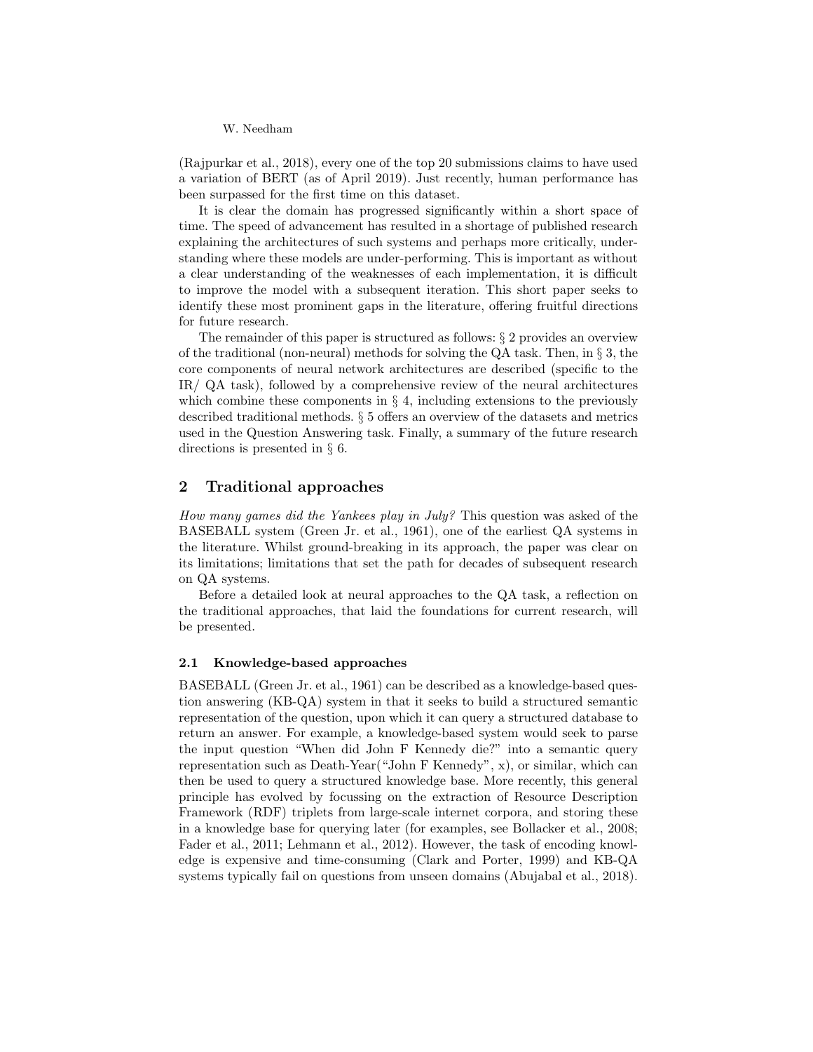(Rajpurkar et al., 2018), every one of the top 20 submissions claims to have used a variation of BERT (as of April 2019). Just recently, human performance has been surpassed for the first time on this dataset.

It is clear the domain has progressed significantly within a short space of time. The speed of advancement has resulted in a shortage of published research explaining the architectures of such systems and perhaps more critically, understanding where these models are under-performing. This is important as without a clear understanding of the weaknesses of each implementation, it is difficult to improve the model with a subsequent iteration. This short paper seeks to identify these most prominent gaps in the literature, offering fruitful directions for future research.

The remainder of this paper is structured as follows: § 2 provides an overview of the traditional (non-neural) methods for solving the QA task. Then, in § 3, the core components of neural network architectures are described (specific to the IR/ QA task), followed by a comprehensive review of the neural architectures which combine these components in § 4, including extensions to the previously described traditional methods. § 5 offers an overview of the datasets and metrics used in the Question Answering task. Finally, a summary of the future research directions is presented in § 6.

## 2 Traditional approaches

*How many games did the Yankees play in July?* This question was asked of the BASEBALL system (Green Jr. et al., 1961), one of the earliest QA systems in the literature. Whilst ground-breaking in its approach, the paper was clear on its limitations; limitations that set the path for decades of subsequent research on QA systems.

Before a detailed look at neural approaches to the QA task, a reflection on the traditional approaches, that laid the foundations for current research, will be presented.

### 2.1 Knowledge-based approaches

BASEBALL (Green Jr. et al., 1961) can be described as a knowledge-based question answering (KB-QA) system in that it seeks to build a structured semantic representation of the question, upon which it can query a structured database to return an answer. For example, a knowledge-based system would seek to parse the input question "When did John F Kennedy die?" into a semantic query representation such as Death-Year("John F Kennedy", x), or similar, which can then be used to query a structured knowledge base. More recently, this general principle has evolved by focussing on the extraction of Resource Description Framework (RDF) triplets from large-scale internet corpora, and storing these in a knowledge base for querying later (for examples, see Bollacker et al., 2008; Fader et al., 2011; Lehmann et al., 2012). However, the task of encoding knowledge is expensive and time-consuming (Clark and Porter, 1999) and KB-QA systems typically fail on questions from unseen domains (Abujabal et al., 2018).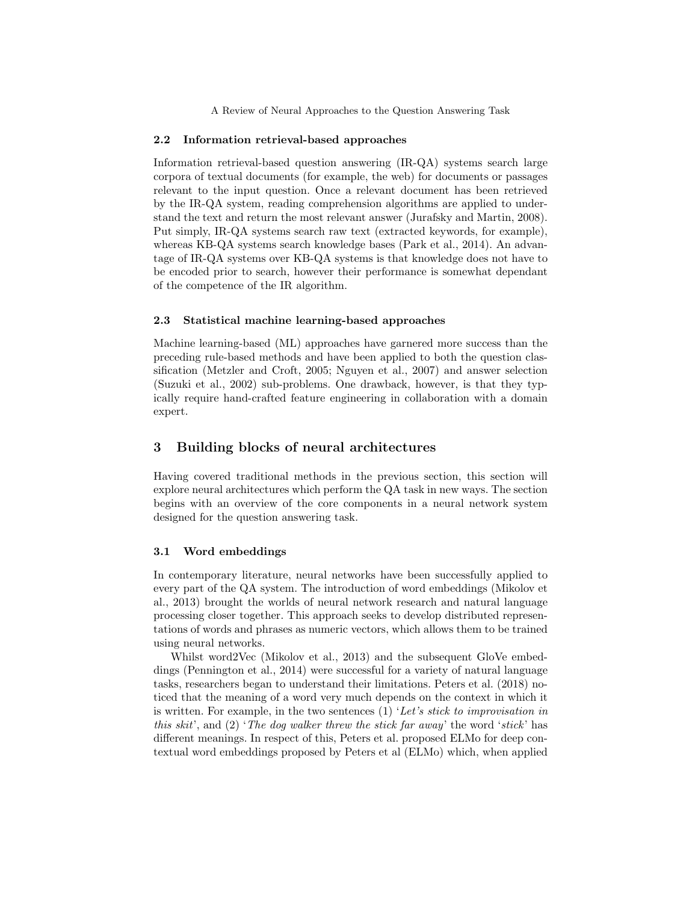### 2.2 Information retrieval-based approaches

Information retrieval-based question answering (IR-QA) systems search large corpora of textual documents (for example, the web) for documents or passages relevant to the input question. Once a relevant document has been retrieved by the IR-QA system, reading comprehension algorithms are applied to understand the text and return the most relevant answer (Jurafsky and Martin, 2008). Put simply, IR-QA systems search raw text (extracted keywords, for example), whereas KB-QA systems search knowledge bases (Park et al., 2014). An advantage of IR-QA systems over KB-QA systems is that knowledge does not have to be encoded prior to search, however their performance is somewhat dependant of the competence of the IR algorithm.

### 2.3 Statistical machine learning-based approaches

Machine learning-based (ML) approaches have garnered more success than the preceding rule-based methods and have been applied to both the question classification (Metzler and Croft, 2005; Nguyen et al., 2007) and answer selection (Suzuki et al., 2002) sub-problems. One drawback, however, is that they typically require hand-crafted feature engineering in collaboration with a domain expert.

## 3 Building blocks of neural architectures

Having covered traditional methods in the previous section, this section will explore neural architectures which perform the QA task in new ways. The section begins with an overview of the core components in a neural network system designed for the question answering task.

### 3.1 Word embeddings

In contemporary literature, neural networks have been successfully applied to every part of the QA system. The introduction of word embeddings (Mikolov et al., 2013) brought the worlds of neural network research and natural language processing closer together. This approach seeks to develop distributed representations of words and phrases as numeric vectors, which allows them to be trained using neural networks.

Whilst word2Vec (Mikolov et al., 2013) and the subsequent GloVe embeddings (Pennington et al., 2014) were successful for a variety of natural language tasks, researchers began to understand their limitations. Peters et al. (2018) noticed that the meaning of a word very much depends on the context in which it is written. For example, in the two sentences (1) '*Let's stick to improvisation in this skit*', and (2) '*The dog walker threw the stick far away*' the word '*stick*' has different meanings. In respect of this, Peters et al. proposed ELMo for deep contextual word embeddings proposed by Peters et al (ELMo) which, when applied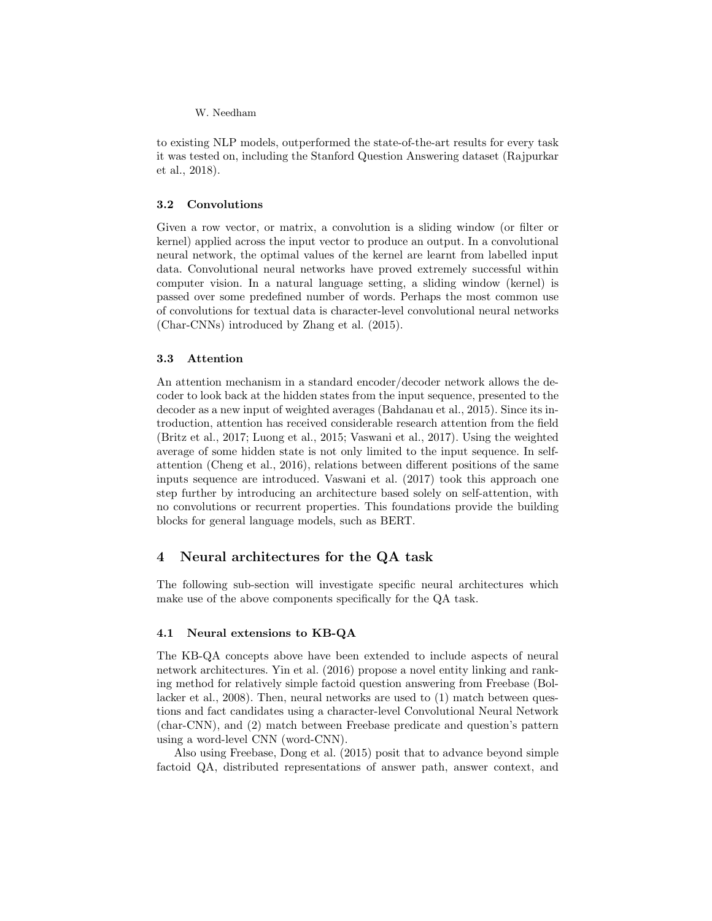to existing NLP models, outperformed the state-of-the-art results for every task it was tested on, including the Stanford Question Answering dataset (Rajpurkar et al., 2018).

### 3.2 Convolutions

Given a row vector, or matrix, a convolution is a sliding window (or filter or kernel) applied across the input vector to produce an output. In a convolutional neural network, the optimal values of the kernel are learnt from labelled input data. Convolutional neural networks have proved extremely successful within computer vision. In a natural language setting, a sliding window (kernel) is passed over some predefined number of words. Perhaps the most common use of convolutions for textual data is character-level convolutional neural networks (Char-CNNs) introduced by Zhang et al. (2015).

### 3.3 Attention

An attention mechanism in a standard encoder/decoder network allows the decoder to look back at the hidden states from the input sequence, presented to the decoder as a new input of weighted averages (Bahdanau et al., 2015). Since its introduction, attention has received considerable research attention from the field (Britz et al., 2017; Luong et al., 2015; Vaswani et al., 2017). Using the weighted average of some hidden state is not only limited to the input sequence. In self-attention (Cheng et al., 2016), relations between different positions of the same inputs sequence are introduced. Vaswani et al. (2017) took this approach one step further by introducing an architecture based solely on self-attention, with no convolutions or recurrent properties. This foundations provide the building blocks for general language models, such as BERT.

## 4 Neural architectures for the QA task

The following sub-section will investigate specific neural architectures which make use of the above components specifically for the QA task.

### 4.1 Neural extensions to KB-QA

The KB-QA concepts above have been extended to include aspects of neural network architectures. Yin et al. (2016) propose a novel entity linking and ranking method for relatively simple factoid question answering from Freebase (Bollacker et al., 2008). Then, neural networks are used to (1) match between questions and fact candidates using a character-level Convolutional Neural Network (char-CNN), and (2) match between Freebase predicate and question's pattern using a word-level CNN (word-CNN).

Also using Freebase, Dong et al. (2015) posit that to advance beyond simple factoid QA, distributed representations of answer path, answer context, and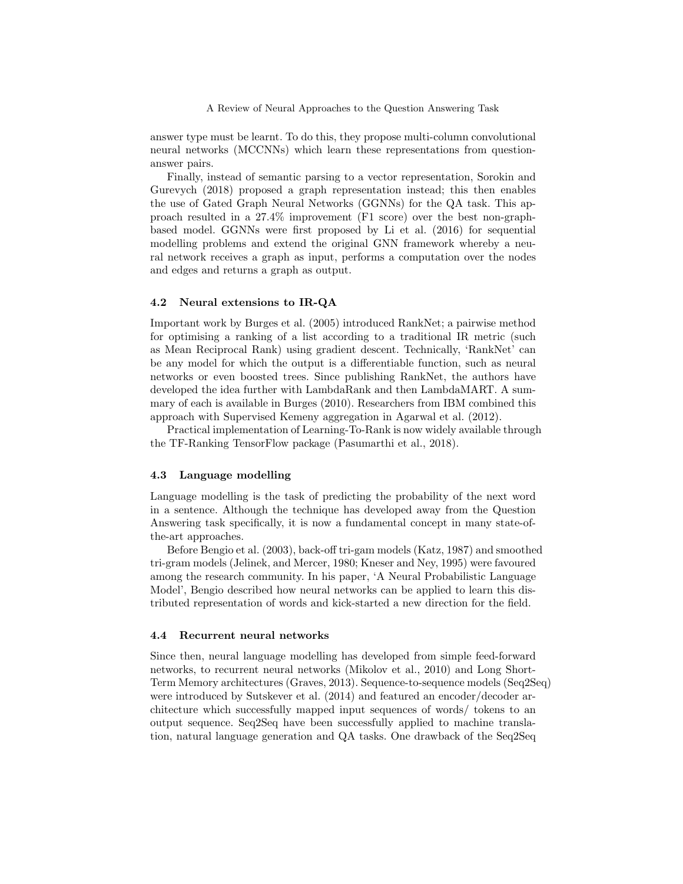answer type must be learnt. To do this, they propose multi-column convolutional neural networks (MCCNNs) which learn these representations from question-answer pairs.

Finally, instead of semantic parsing to a vector representation, Sorokin and Gurevych (2018) proposed a graph representation instead; this then enables the use of Gated Graph Neural Networks (GGNNs) for the QA task. This approach resulted in a 27.4% improvement (F1 score) over the best non-graph-based model. GGNNs were first proposed by Li et al. (2016) for sequential modelling problems and extend the original GNN framework whereby a neural network receives a graph as input, performs a computation over the nodes and edges and returns a graph as output.

### 4.2 Neural extensions to IR-QA

Important work by Burges et al. (2005) introduced RankNet; a pairwise method for optimising a ranking of a list according to a traditional IR metric (such as Mean Reciprocal Rank) using gradient descent. Technically, 'RankNet' can be any model for which the output is a differentiable function, such as neural networks or even boosted trees. Since publishing RankNet, the authors have developed the idea further with LambdaRank and then LambdaMART. A summary of each is available in Burges (2010). Researchers from IBM combined this approach with Supervised Kemeny aggregation in Agarwal et al. (2012).

Practical implementation of Learning-To-Rank is now widely available through the TF-Ranking TensorFlow package (Pasumarthi et al., 2018).

### 4.3 Language modelling

Language modelling is the task of predicting the probability of the next word in a sentence. Although the technique has developed away from the Question Answering task specifically, it is now a fundamental concept in many state-of-the-art approaches.

Before Bengio et al. (2003), back-off tri-gam models (Katz, 1987) and smoothed tri-gram models (Jelinek, and Mercer, 1980; Kneser and Ney, 1995) were favoured among the research community. In his paper, 'A Neural Probabilistic Language Model', Bengio described how neural networks can be applied to learn this distributed representation of words and kick-started a new direction for the field.

### 4.4 Recurrent neural networks

Since then, neural language modelling has developed from simple feed-forward networks, to recurrent neural networks (Mikolov et al., 2010) and Long Short-Term Memory architectures (Graves, 2013). Sequence-to-sequence models (Seq2Seq) were introduced by Sutskever et al. (2014) and featured an encoder/decoder architecture which successfully mapped input sequences of words/ tokens to an output sequence. Seq2Seq have been successfully applied to machine translation, natural language generation and QA tasks. One drawback of the Seq2Seq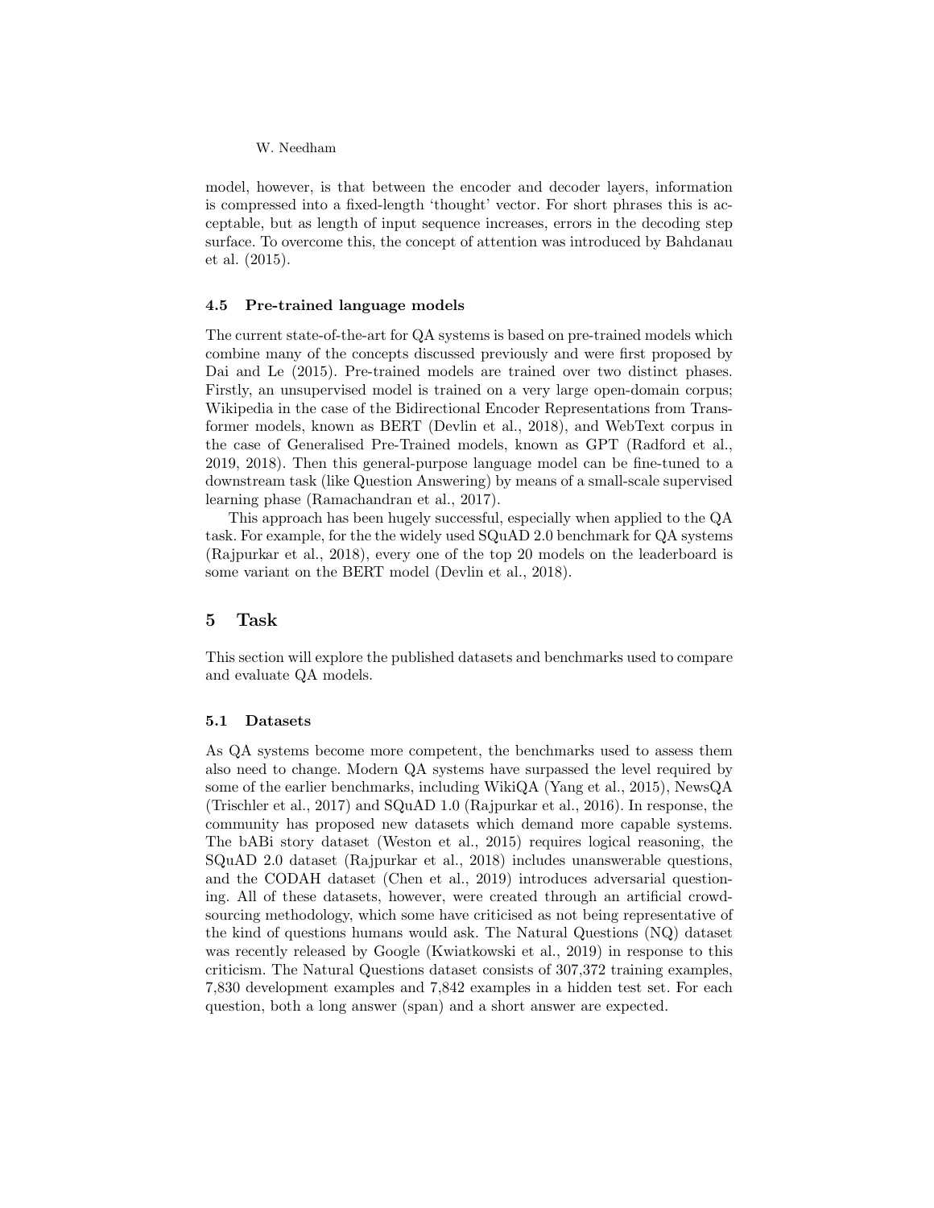model, however, is that between the encoder and decoder layers, information is compressed into a fixed-length 'thought' vector. For short phrases this is acceptable, but as length of input sequence increases, errors in the decoding step surface. To overcome this, the concept of attention was introduced by Bahdanau et al. (2015).

### 4.5 Pre-trained language models

The current state-of-the-art for QA systems is based on pre-trained models which combine many of the concepts discussed previously and were first proposed by Dai and Le (2015). Pre-trained models are trained over two distinct phases. Firstly, an unsupervised model is trained on a very large open-domain corpus; Wikipedia in the case of the Bidirectional Encoder Representations from Transformer models, known as BERT (Devlin et al., 2018), and WebText corpus in the case of Generalised Pre-Trained models, known as GPT (Radford et al., 2019, 2018). Then this general-purpose language model can be fine-tuned to a downstream task (like Question Answering) by means of a small-scale supervised learning phase (Ramachandran et al., 2017).

This approach has been hugely successful, especially when applied to the QA task. For example, for the the widely used SQuAD 2.0 benchmark for QA systems (Rajpurkar et al., 2018), every one of the top 20 models on the leaderboard is some variant on the BERT model (Devlin et al., 2018).

## 5 Task

This section will explore the published datasets and benchmarks used to compare and evaluate QA models.

### 5.1 Datasets

As QA systems become more competent, the benchmarks used to assess them also need to change. Modern QA systems have surpassed the level required by some of the earlier benchmarks, including WikiQA (Yang et al., 2015), NewsQA (Trischler et al., 2017) and SQuAD 1.0 (Rajpurkar et al., 2016). In response, the community has proposed new datasets which demand more capable systems. The bABi story dataset (Weston et al., 2015) requires logical reasoning, the SQuAD 2.0 dataset (Rajpurkar et al., 2018) includes unanswerable questions, and the CODAH dataset (Chen et al., 2019) introduces adversarial questioning. All of these datasets, however, were created through an artificial crowdsourcing methodology, which some have criticised as not being representative of the kind of questions humans would ask. The Natural Questions (NQ) dataset was recently released by Google (Kwiatkowski et al., 2019) in response to this criticism. The Natural Questions dataset consists of 307,372 training examples, 7,830 development examples and 7,842 examples in a hidden test set. For each question, both a long answer (span) and a short answer are expected.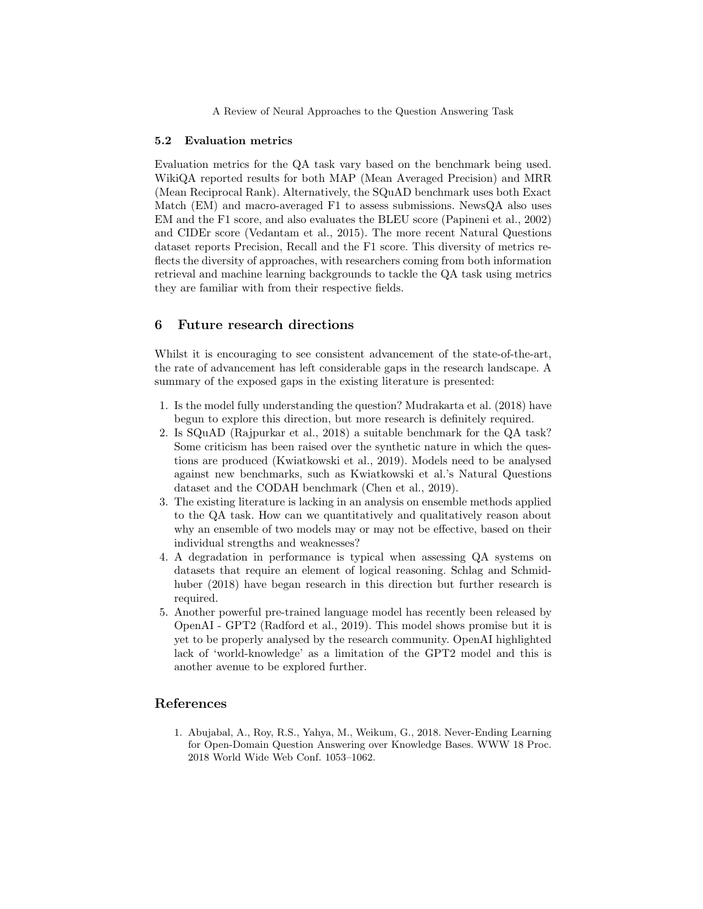### 5.2 Evaluation metrics

Evaluation metrics for the QA task vary based on the benchmark being used. WikiQA reported results for both MAP (Mean Averaged Precision) and MRR (Mean Reciprocal Rank). Alternatively, the SQuAD benchmark uses both Exact Match (EM) and macro-averaged F1 to assess submissions. NewsQA also uses EM and the F1 score, and also evaluates the BLEU score (Papineni et al., 2002) and CIDEr score (Vedantam et al., 2015). The more recent Natural Questions dataset reports Precision, Recall and the F1 score. This diversity of metrics reflects the diversity of approaches, with researchers coming from both information retrieval and machine learning backgrounds to tackle the QA task using metrics they are familiar with from their respective fields.

## 6 Future research directions

Whilst it is encouraging to see consistent advancement of the state-of-the-art, the rate of advancement has left considerable gaps in the research landscape. A summary of the exposed gaps in the existing literature is presented:

1. Is the model fully understanding the question? Mudrakarta et al. (2018) have begun to explore this direction, but more research is definitely required.
2. Is SQuAD (Rajpurkar et al., 2018) a suitable benchmark for the QA task? Some criticism has been raised over the synthetic nature in which the questions are produced (Kwiatkowski et al., 2019). Models need to be analysed against new benchmarks, such as Kwiatkowski et al.'s Natural Questions dataset and the CODAH benchmark (Chen et al., 2019).
3. The existing literature is lacking in an analysis on ensemble methods applied to the QA task. How can we quantitatively and qualitatively reason about why an ensemble of two models may or may not be effective, based on their individual strengths and weaknesses?
4. A degradation in performance is typical when assessing QA systems on datasets that require an element of logical reasoning. Schlag and Schmidhuber (2018) have began research in this direction but further research is required.
5. Another powerful pre-trained language model has recently been released by OpenAI - GPT2 (Radford et al., 2019). This model shows promise but it is yet to be properly analysed by the research community. OpenAI highlighted lack of 'world-knowledge' as a limitation of the GPT2 model and this is another avenue to be explored further.

## References

1. Abujabal, A., Roy, R.S., Yahya, M., Weikum, G., 2018. Never-Ending Learning for Open-Domain Question Answering over Knowledge Bases. WWW 18 Proc. 2018 World Wide Web Conf. 1053–1062.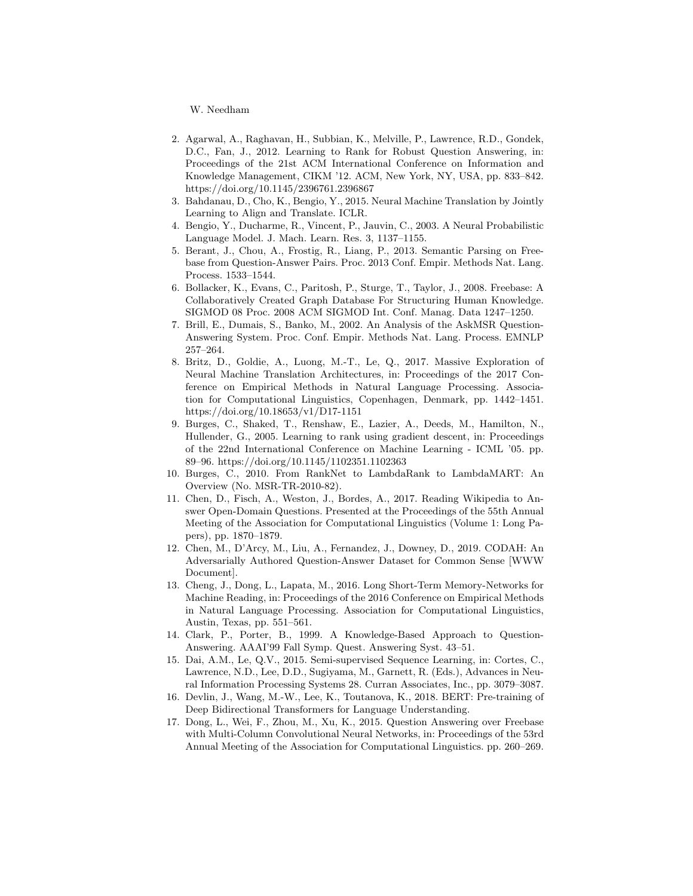2. Agarwal, A., Raghavan, H., Subbian, K., Melville, P., Lawrence, R.D., Gondek, D.C., Fan, J., 2012. Learning to Rank for Robust Question Answering, in: Proceedings of the 21st ACM International Conference on Information and Knowledge Management, CIKM '12. ACM, New York, NY, USA, pp. 833–842. https://doi.org/10.1145/2396761.2396867
3. Bahdanau, D., Cho, K., Bengio, Y., 2015. Neural Machine Translation by Jointly Learning to Align and Translate. ICLR.
4. Bengio, Y., Ducharme, R., Vincent, P., Jauvin, C., 2003. A Neural Probabilistic Language Model. J. Mach. Learn. Res. 3, 1137–1155.
5. Berant, J., Chou, A., Frostig, R., Liang, P., 2013. Semantic Parsing on Freebase from Question-Answer Pairs. Proc. 2013 Conf. Empir. Methods Nat. Lang. Process. 1533–1544.
6. Bollacker, K., Evans, C., Paritosh, P., Sturge, T., Taylor, J., 2008. Freebase: A Collaboratively Created Graph Database For Structuring Human Knowledge. SIGMOD 08 Proc. 2008 ACM SIGMOD Int. Conf. Manag. Data 1247–1250.
7. Brill, E., Dumais, S., Banko, M., 2002. An Analysis of the AskMSR Question-Answering System. Proc. Conf. Empir. Methods Nat. Lang. Process. EMNLP 257–264.
8. Britz, D., Goldie, A., Luong, M.-T., Le, Q., 2017. Massive Exploration of Neural Machine Translation Architectures, in: Proceedings of the 2017 Conference on Empirical Methods in Natural Language Processing. Association for Computational Linguistics, Copenhagen, Denmark, pp. 1442–1451. https://doi.org/10.18653/v1/D17-1151
9. Burges, C., Shaked, T., Renshaw, E., Lazier, A., Deeds, M., Hamilton, N., Hullender, G., 2005. Learning to rank using gradient descent, in: Proceedings of the 22nd International Conference on Machine Learning - ICML '05. pp. 89–96. https://doi.org/10.1145/1102351.1102363
10. Burges, C., 2010. From RankNet to LambdaRank to LambdaMART: An Overview (No. MSR-TR-2010-82).
11. Chen, D., Fisch, A., Weston, J., Bordes, A., 2017. Reading Wikipedia to Answer Open-Domain Questions. Presented at the Proceedings of the 55th Annual Meeting of the Association for Computational Linguistics (Volume 1: Long Papers), pp. 1870–1879.
12. Chen, M., D'Arcy, M., Liu, A., Fernandez, J., Downey, D., 2019. CODAH: An Adversarially Authored Question-Answer Dataset for Common Sense [WWW Document].
13. Cheng, J., Dong, L., Lapata, M., 2016. Long Short-Term Memory-Networks for Machine Reading, in: Proceedings of the 2016 Conference on Empirical Methods in Natural Language Processing. Association for Computational Linguistics, Austin, Texas, pp. 551–561.
14. Clark, P., Porter, B., 1999. A Knowledge-Based Approach to Question-Answering. AAAI'99 Fall Symp. Quest. Answering Syst. 43–51.
15. Dai, A.M., Le, Q.V., 2015. Semi-supervised Sequence Learning, in: Cortes, C., Lawrence, N.D., Lee, D.D., Sugiyama, M., Garnett, R. (Eds.), Advances in Neural Information Processing Systems 28. Curran Associates, Inc., pp. 3079–3087.
16. Devlin, J., Wang, M.-W., Lee, K., Toutanova, K., 2018. BERT: Pre-training of Deep Bidirectional Transformers for Language Understanding.
17. Dong, L., Wei, F., Zhou, M., Xu, K., 2015. Question Answering over Freebase with Multi-Column Convolutional Neural Networks, in: Proceedings of the 53rd Annual Meeting of the Association for Computational Linguistics. pp. 260–269.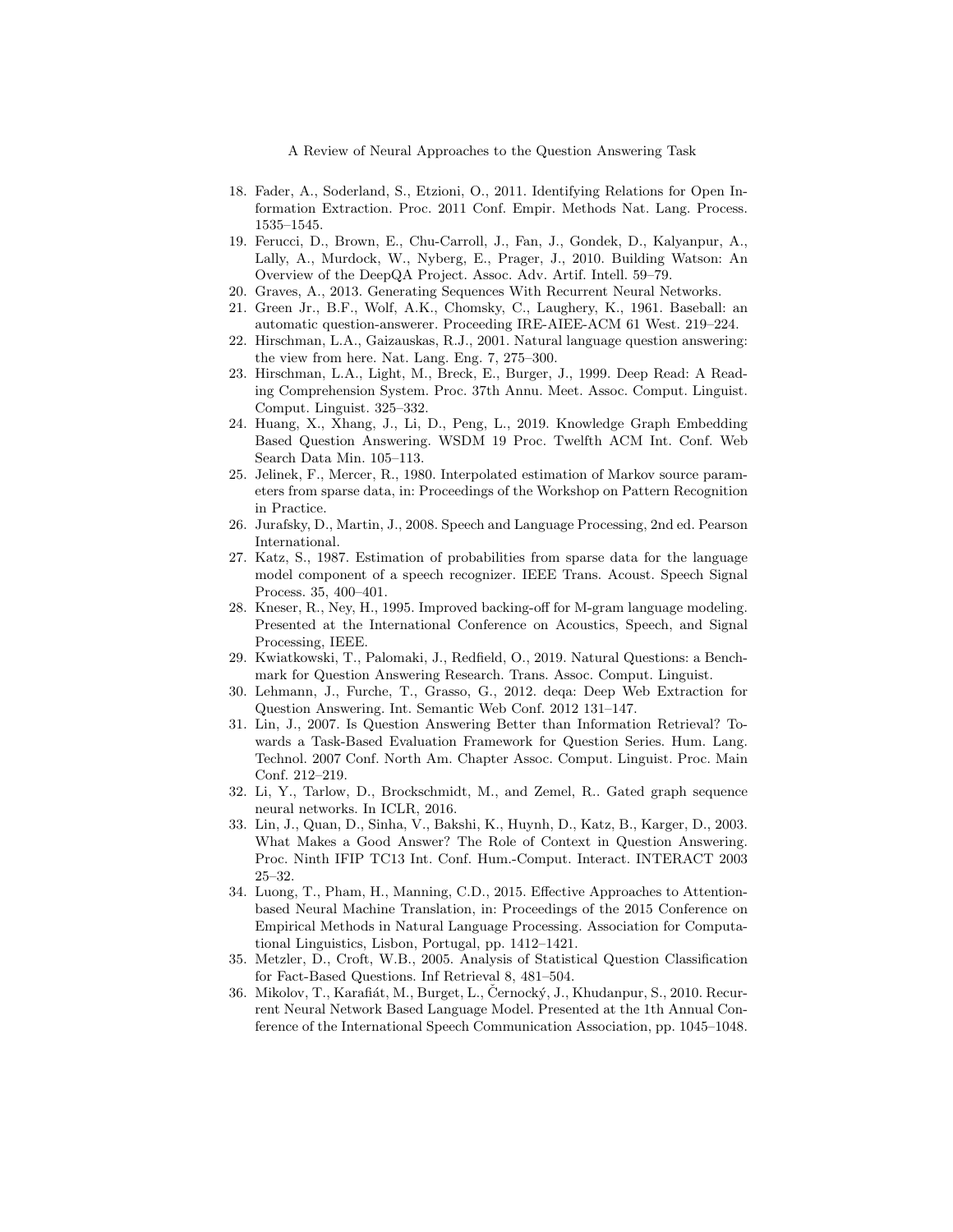18. Fader, A., Soderland, S., Etzioni, O., 2011. Identifying Relations for Open Information Extraction. Proc. 2011 Conf. Empir. Methods Nat. Lang. Process. 1535–1545.
19. Ferucci, D., Brown, E., Chu-Carroll, J., Fan, J., Gondek, D., Kalyanpur, A., Lally, A., Murdock, W., Nyberg, E., Prager, J., 2010. Building Watson: An Overview of the DeepQA Project. Assoc. Adv. Artif. Intell. 59–79.
20. Graves, A., 2013. Generating Sequences With Recurrent Neural Networks.
21. Green Jr., B.F., Wolf, A.K., Chomsky, C., Laughery, K., 1961. Baseball: an automatic question-answerer. Proceeding IRE-AIEE-ACM 61 West. 219–224.
22. Hirschman, L.A., Gaizauskas, R.J., 2001. Natural language question answering: the view from here. Nat. Lang. Eng. 7, 275–300.
23. Hirschman, L.A., Light, M., Breck, E., Burger, J., 1999. Deep Read: A Reading Comprehension System. Proc. 37th Annu. Meet. Assoc. Comput. Linguist. Comput. Linguist. 325–332.
24. Huang, X., Xhang, J., Li, D., Peng, L., 2019. Knowledge Graph Embedding Based Question Answering. WSDM 19 Proc. Twelfth ACM Int. Conf. Web Search Data Min. 105–113.
25. Jelinek, F., Mercer, R., 1980. Interpolated estimation of Markov source parameters from sparse data, in: Proceedings of the Workshop on Pattern Recognition in Practice.
26. Jurafsky, D., Martin, J., 2008. Speech and Language Processing, 2nd ed. Pearson International.
27. Katz, S., 1987. Estimation of probabilities from sparse data for the language model component of a speech recognizer. IEEE Trans. Acoust. Speech Signal Process. 35, 400–401.
28. Kneser, R., Ney, H., 1995. Improved backing-off for M-gram language modeling. Presented at the International Conference on Acoustics, Speech, and Signal Processing, IEEE.
29. Kwiatkowski, T., Palomaki, J., Redfield, O., 2019. Natural Questions: a Benchmark for Question Answering Research. Trans. Assoc. Comput. Linguist.
30. Lehmann, J., Furche, T., Grasso, G., 2012. deqa: Deep Web Extraction for Question Answering. Int. Semantic Web Conf. 2012 131–147.
31. Lin, J., 2007. Is Question Answering Better than Information Retrieval? Towards a Task-Based Evaluation Framework for Question Series. Hum. Lang. Technol. 2007 Conf. North Am. Chapter Assoc. Comput. Linguist. Proc. Main Conf. 212–219.
32. Li, Y., Tarlow, D., Brockschmidt, M., and Zemel, R.. Gated graph sequence neural networks. In ICLR, 2016.
33. Lin, J., Quan, D., Sinha, V., Bakshi, K., Huynh, D., Katz, B., Karger, D., 2003. What Makes a Good Answer? The Role of Context in Question Answering. Proc. Ninth IFIP TC13 Int. Conf. Hum.-Comput. Interact. INTERACT 2003 25–32.
34. Luong, T., Pham, H., Manning, C.D., 2015. Effective Approaches to Attention-based Neural Machine Translation, in: Proceedings of the 2015 Conference on Empirical Methods in Natural Language Processing. Association for Computational Linguistics, Lisbon, Portugal, pp. 1412–1421.
35. Metzler, D., Croft, W.B., 2005. Analysis of Statistical Question Classification for Fact-Based Questions. Inf Retrieval 8, 481–504.
36. Mikolov, T., Karafiát, M., Burget, L., Černocký, J., Khudanpur, S., 2010. Recurrent Neural Network Based Language Model. Presented at the 1th Annual Conference of the International Speech Communication Association, pp. 1045–1048.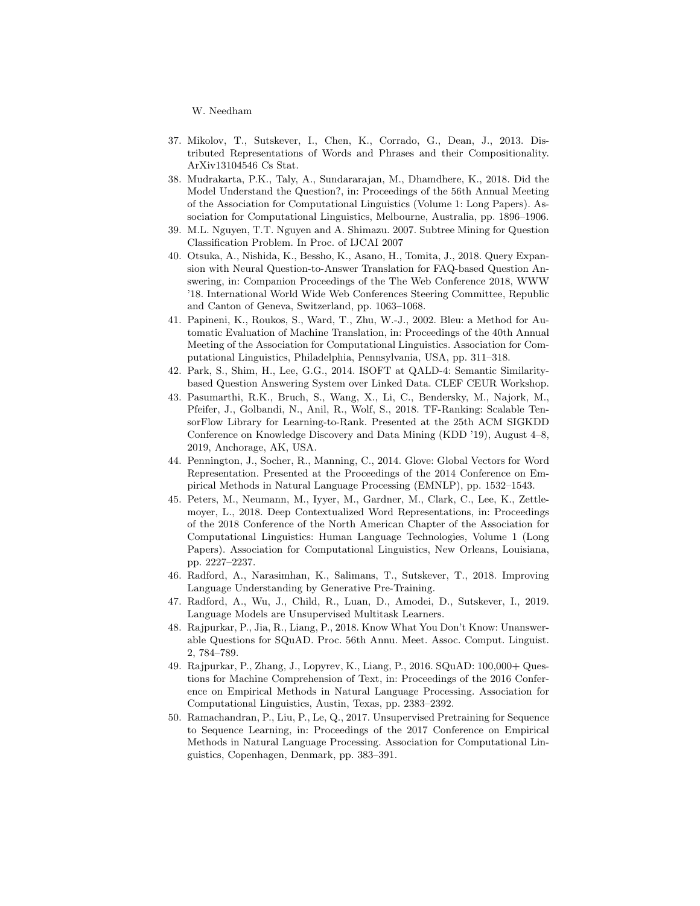37. Mikolov, T., Sutskever, I., Chen, K., Corrado, G., Dean, J., 2013. Distributed Representations of Words and Phrases and their Compositionality. ArXiv13104546 Cs Stat.
38. Mudrakarta, P.K., Taly, A., Sundararajan, M., Dhamdhere, K., 2018. Did the Model Understand the Question?, in: Proceedings of the 56th Annual Meeting of the Association for Computational Linguistics (Volume 1: Long Papers). Association for Computational Linguistics, Melbourne, Australia, pp. 1896–1906.
39. M.L. Nguyen, T.T. Nguyen and A. Shimazu. 2007. Subtree Mining for Question Classification Problem. In Proc. of IJCAI 2007
40. Otsuka, A., Nishida, K., Bessho, K., Asano, H., Tomita, J., 2018. Query Expansion with Neural Question-to-Answer Translation for FAQ-based Question Answering, in: Companion Proceedings of the The Web Conference 2018, WWW '18. International World Wide Web Conferences Steering Committee, Republic and Canton of Geneva, Switzerland, pp. 1063–1068.
41. Papineni, K., Roukos, S., Ward, T., Zhu, W.-J., 2002. Bleu: a Method for Automatic Evaluation of Machine Translation, in: Proceedings of the 40th Annual Meeting of the Association for Computational Linguistics. Association for Computational Linguistics, Philadelphia, Pennsylvania, USA, pp. 311–318.
42. Park, S., Shim, H., Lee, G.G., 2014. ISOFT at QALD-4: Semantic Similarity-based Question Answering System over Linked Data. CLEF CEUR Workshop.
43. Pasumarthi, R.K., Bruch, S., Wang, X., Li, C., Bendersky, M., Najork, M., Pfeifer, J., Golbandi, N., Anil, R., Wolf, S., 2018. TF-Ranking: Scalable TensorFlow Library for Learning-to-Rank. Presented at the 25th ACM SIGKDD Conference on Knowledge Discovery and Data Mining (KDD '19), August 4–8, 2019, Anchorage, AK, USA.
44. Pennington, J., Socher, R., Manning, C., 2014. Glove: Global Vectors for Word Representation. Presented at the Proceedings of the 2014 Conference on Empirical Methods in Natural Language Processing (EMNLP), pp. 1532–1543.
45. Peters, M., Neumann, M., Iyyer, M., Gardner, M., Clark, C., Lee, K., Zettlemoyer, L., 2018. Deep Contextualized Word Representations, in: Proceedings of the 2018 Conference of the North American Chapter of the Association for Computational Linguistics: Human Language Technologies, Volume 1 (Long Papers). Association for Computational Linguistics, New Orleans, Louisiana, pp. 2227–2237.
46. Radford, A., Narasimhan, K., Salimans, T., Sutskever, T., 2018. Improving Language Understanding by Generative Pre-Training.
47. Radford, A., Wu, J., Child, R., Luan, D., Amodei, D., Sutskever, I., 2019. Language Models are Unsupervised Multitask Learners.
48. Rajpurkar, P., Jia, R., Liang, P., 2018. Know What You Don't Know: Unanswerable Questions for SQuAD. Proc. 56th Annu. Meet. Assoc. Comput. Linguist. 2, 784–789.
49. Rajpurkar, P., Zhang, J., Lopyrev, K., Liang, P., 2016. SQuAD: 100,000+ Questions for Machine Comprehension of Text, in: Proceedings of the 2016 Conference on Empirical Methods in Natural Language Processing. Association for Computational Linguistics, Austin, Texas, pp. 2383–2392.
50. Ramachandran, P., Liu, P., Le, Q., 2017. Unsupervised Pretraining for Sequence to Sequence Learning, in: Proceedings of the 2017 Conference on Empirical Methods in Natural Language Processing. Association for Computational Linguistics, Copenhagen, Denmark, pp. 383–391.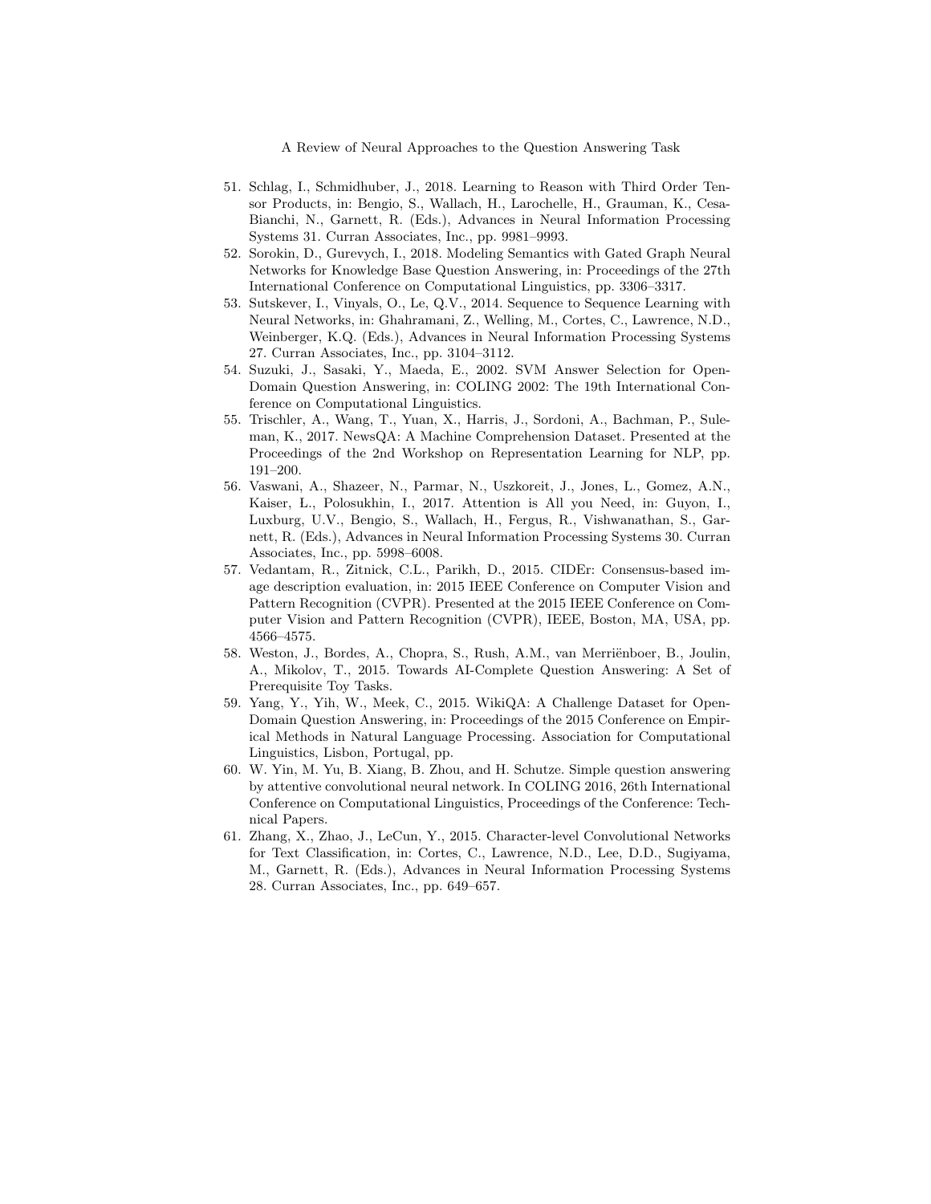51. Schlag, I., Schmidhuber, J., 2018. Learning to Reason with Third Order Tensor Products, in: Bengio, S., Wallach, H., Larochelle, H., Grauman, K., Cesa-Bianchi, N., Garnett, R. (Eds.), Advances in Neural Information Processing Systems 31. Curran Associates, Inc., pp. 9981–9993.
52. Sorokin, D., Gurevych, I., 2018. Modeling Semantics with Gated Graph Neural Networks for Knowledge Base Question Answering, in: Proceedings of the 27th International Conference on Computational Linguistics, pp. 3306–3317.
53. Sutskever, I., Vinyals, O., Le, Q.V., 2014. Sequence to Sequence Learning with Neural Networks, in: Ghahramani, Z., Welling, M., Cortes, C., Lawrence, N.D., Weinberger, K.Q. (Eds.), Advances in Neural Information Processing Systems 27. Curran Associates, Inc., pp. 3104–3112.
54. Suzuki, J., Sasaki, Y., Maeda, E., 2002. SVM Answer Selection for Open-Domain Question Answering, in: COLING 2002: The 19th International Conference on Computational Linguistics.
55. Trischler, A., Wang, T., Yuan, X., Harris, J., Sordoni, A., Bachman, P., Suleman, K., 2017. NewsQA: A Machine Comprehension Dataset. Presented at the Proceedings of the 2nd Workshop on Representation Learning for NLP, pp. 191–200.
56. Vaswani, A., Shazeer, N., Parmar, N., Uszkoreit, J., Jones, L., Gomez, A.N., Kaiser, L., Polosukhin, I., 2017. Attention is All you Need, in: Guyon, I., Luxburg, U.V., Bengio, S., Wallach, H., Fergus, R., Vishwanathan, S., Garnett, R. (Eds.), Advances in Neural Information Processing Systems 30. Curran Associates, Inc., pp. 5998–6008.
57. Vedantam, R., Zitnick, C.L., Parikh, D., 2015. CIDEr: Consensus-based image description evaluation, in: 2015 IEEE Conference on Computer Vision and Pattern Recognition (CVPR). Presented at the 2015 IEEE Conference on Computer Vision and Pattern Recognition (CVPR), IEEE, Boston, MA, USA, pp. 4566–4575.
58. Weston, J., Bordes, A., Chopra, S., Rush, A.M., van Merriënboer, B., Joulin, A., Mikolov, T., 2015. Towards AI-Complete Question Answering: A Set of Prerequisite Toy Tasks.
59. Yang, Y., Yih, W., Meek, C., 2015. WikiQA: A Challenge Dataset for Open-Domain Question Answering, in: Proceedings of the 2015 Conference on Empirical Methods in Natural Language Processing. Association for Computational Linguistics, Lisbon, Portugal, pp.
60. W. Yin, M. Yu, B. Xiang, B. Zhou, and H. Schutze. Simple question answering by attentive convolutional neural network. In COLING 2016, 26th International Conference on Computational Linguistics, Proceedings of the Conference: Technical Papers.
61. Zhang, X., Zhao, J., LeCun, Y., 2015. Character-level Convolutional Networks for Text Classification, in: Cortes, C., Lawrence, N.D., Lee, D.D., Sugiyama, M., Garnett, R. (Eds.), Advances in Neural Information Processing Systems 28. Curran Associates, Inc., pp. 649–657.